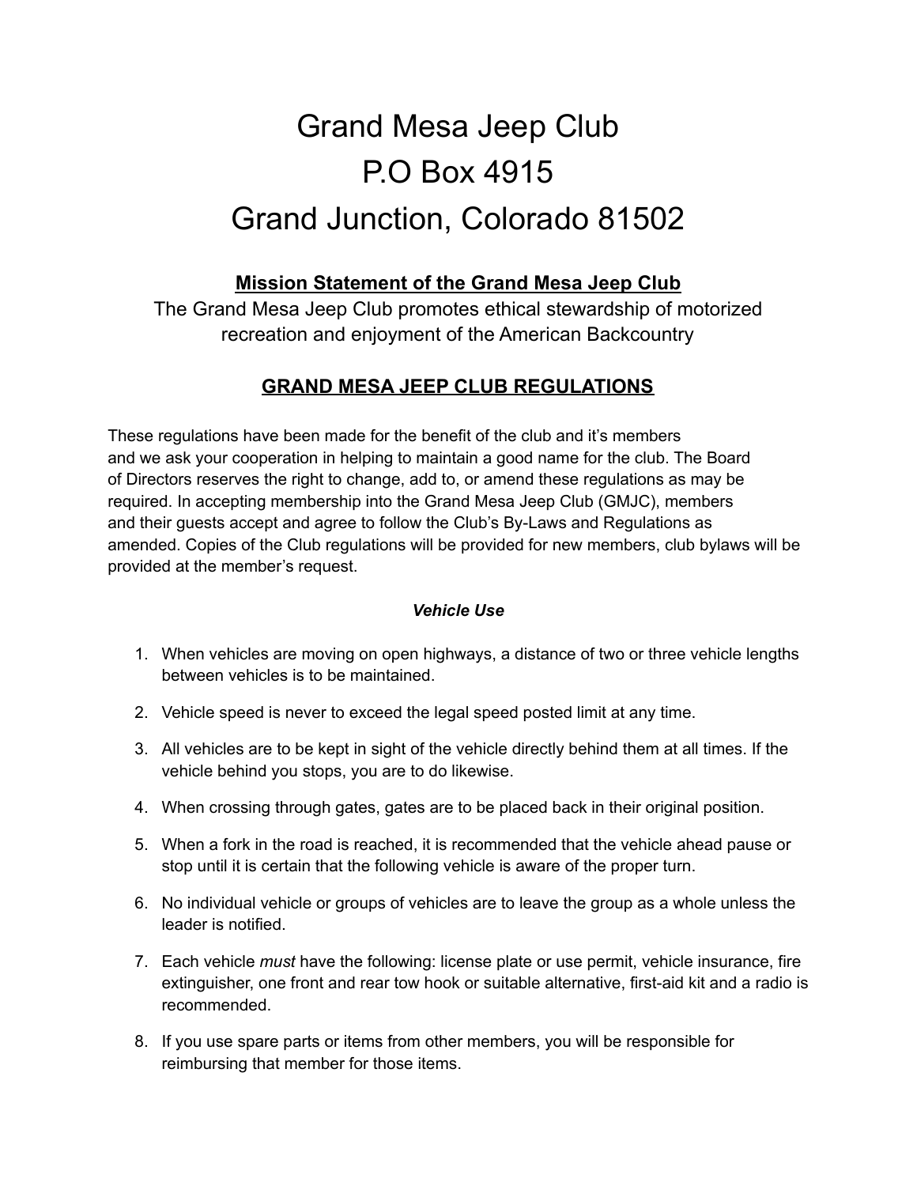# Grand Mesa Jeep Club
# P.O Box 4915
# Grand Junction, Colorado 81502

## Mission Statement of the Grand Mesa Jeep Club

The Grand Mesa Jeep Club promotes ethical stewardship of motorized recreation and enjoyment of the American Backcountry

## GRAND MESA JEEP CLUB REGULATIONS

These regulations have been made for the benefit of the club and it's members and we ask your cooperation in helping to maintain a good name for the club. The Board of Directors reserves the right to change, add to, or amend these regulations as may be required. In accepting membership into the Grand Mesa Jeep Club (GMJC), members and their guests accept and agree to follow the Club's By-Laws and Regulations as amended. Copies of the Club regulations will be provided for new members, club bylaws will be provided at the member's request.

### *Vehicle Use*

1. When vehicles are moving on open highways, a distance of two or three vehicle lengths between vehicles is to be maintained.
2. Vehicle speed is never to exceed the legal speed posted limit at any time.
3. All vehicles are to be kept in sight of the vehicle directly behind them at all times. If the vehicle behind you stops, you are to do likewise.
4. When crossing through gates, gates are to be placed back in their original position.
5. When a fork in the road is reached, it is recommended that the vehicle ahead pause or stop until it is certain that the following vehicle is aware of the proper turn.
6. No individual vehicle or groups of vehicles are to leave the group as a whole unless the leader is notified.
7. Each vehicle *must* have the following: license plate or use permit, vehicle insurance, fire extinguisher, one front and rear tow hook or suitable alternative, first-aid kit and a radio is recommended.
8. If you use spare parts or items from other members, you will be responsible for reimbursing that member for those items.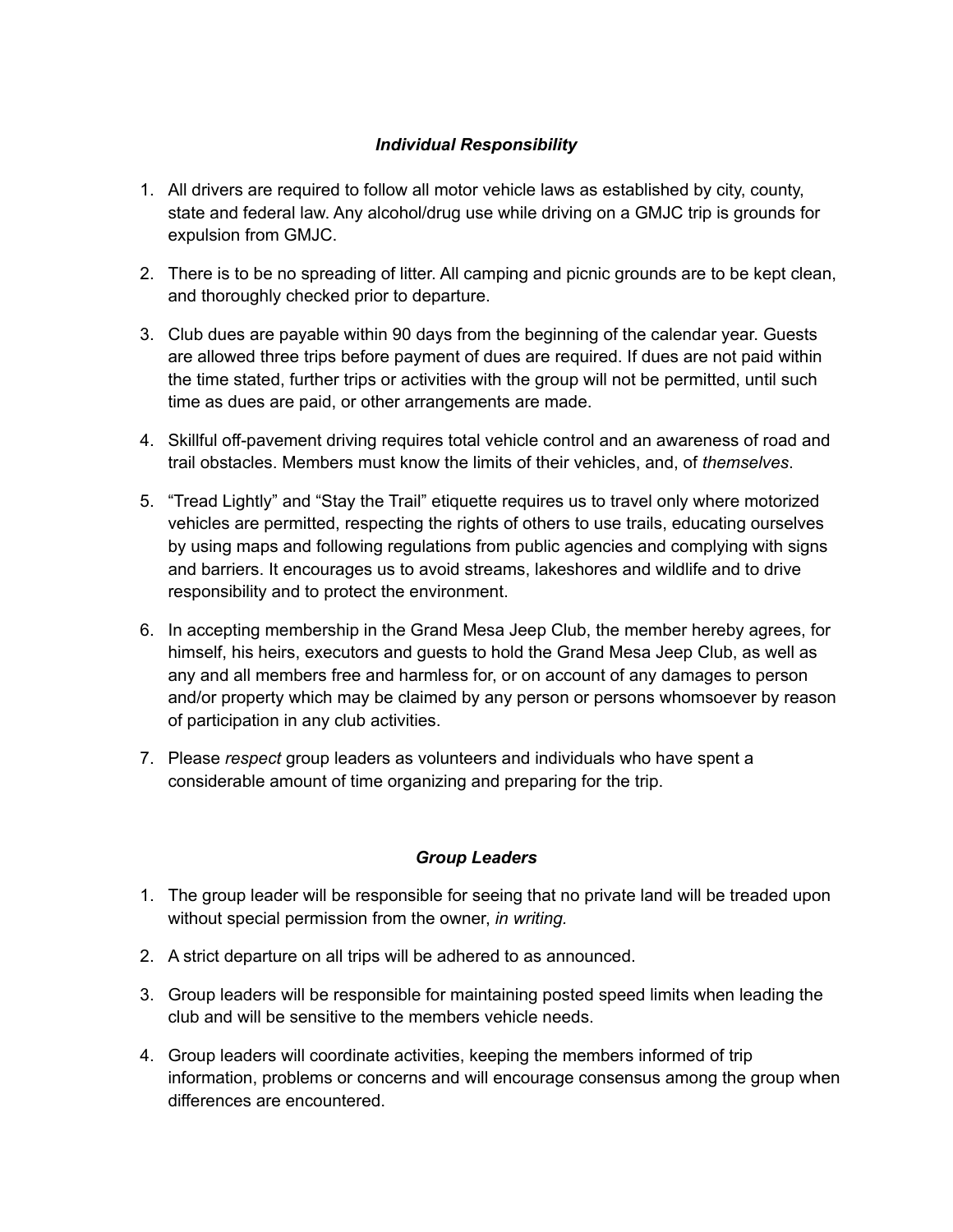### *Individual Responsibility*

1. All drivers are required to follow all motor vehicle laws as established by city, county, state and federal law. Any alcohol/drug use while driving on a GMJC trip is grounds for expulsion from GMJC.

2. There is to be no spreading of litter. All camping and picnic grounds are to be kept clean, and thoroughly checked prior to departure.

3. Club dues are payable within 90 days from the beginning of the calendar year. Guests are allowed three trips before payment of dues are required. If dues are not paid within the time stated, further trips or activities with the group will not be permitted, until such time as dues are paid, or other arrangements are made.

4. Skillful off-pavement driving requires total vehicle control and an awareness of road and trail obstacles. Members must know the limits of their vehicles, and, of *themselves*.

5. "Tread Lightly" and "Stay the Trail" etiquette requires us to travel only where motorized vehicles are permitted, respecting the rights of others to use trails, educating ourselves by using maps and following regulations from public agencies and complying with signs and barriers. It encourages us to avoid streams, lakeshores and wildlife and to drive responsibility and to protect the environment.

6. In accepting membership in the Grand Mesa Jeep Club, the member hereby agrees, for himself, his heirs, executors and guests to hold the Grand Mesa Jeep Club, as well as any and all members free and harmless for, or on account of any damages to person and/or property which may be claimed by any person or persons whomsoever by reason of participation in any club activities.

7. Please *respect* group leaders as volunteers and individuals who have spent a considerable amount of time organizing and preparing for the trip.

### *Group Leaders*

1. The group leader will be responsible for seeing that no private land will be treaded upon without special permission from the owner, *in writing.*

2. A strict departure on all trips will be adhered to as announced.

3. Group leaders will be responsible for maintaining posted speed limits when leading the club and will be sensitive to the members vehicle needs.

4. Group leaders will coordinate activities, keeping the members informed of trip information, problems or concerns and will encourage consensus among the group when differences are encountered.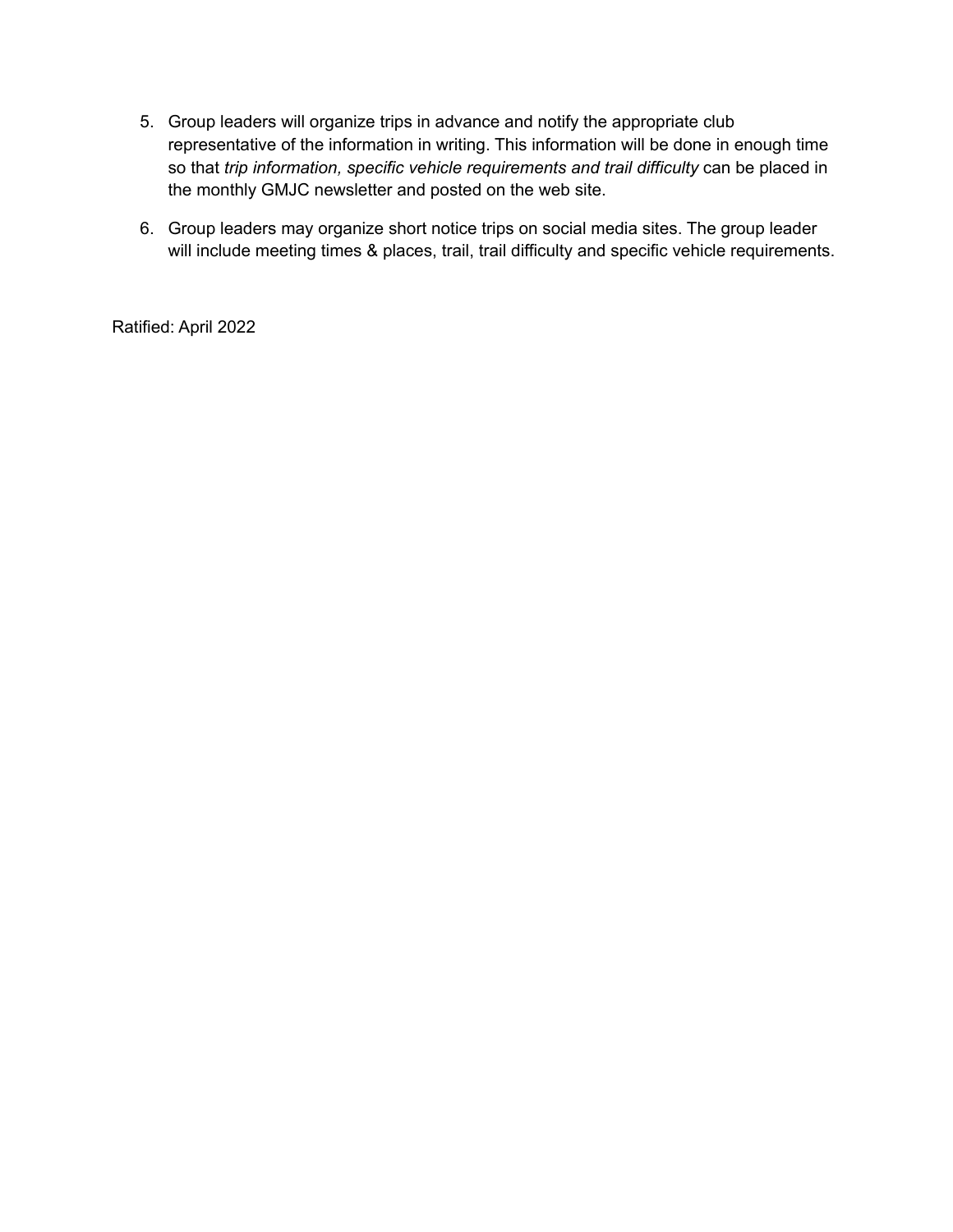5. Group leaders will organize trips in advance and notify the appropriate club representative of the information in writing. This information will be done in enough time so that *trip information, specific vehicle requirements and trail difficulty* can be placed in the monthly GMJC newsletter and posted on the web site.

6. Group leaders may organize short notice trips on social media sites. The group leader will include meeting times & places, trail, trail difficulty and specific vehicle requirements.

Ratified: April 2022